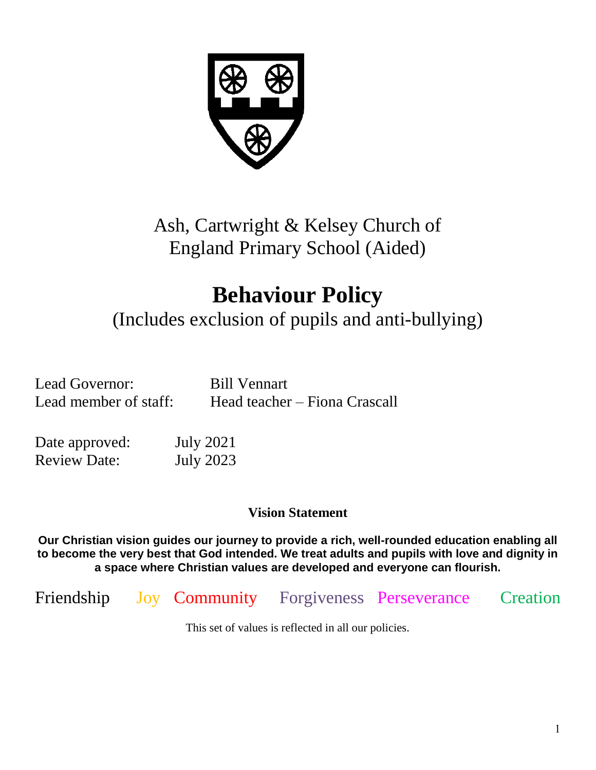Ash, Cartwright & Kelsey Church of England Primary School (Aided)

# Behaviour Policy

(Includes exclusion of pupils and anti-bullying)

Lead Governor: Bill Vennart
Lead member of staff: Head teacher – Fiona Crascall

Date approved: July 2021
Review Date: July 2023

**Vision Statement**

**Our Christian vision guides our journey to provide a rich, well-rounded education enabling all to become the very best that God intended. We treat adults and pupils with love and dignity in a space where Christian values are developed and everyone can flourish.**

Friendship Joy Community Forgiveness Perseverance Creation

This set of values is reflected in all our policies.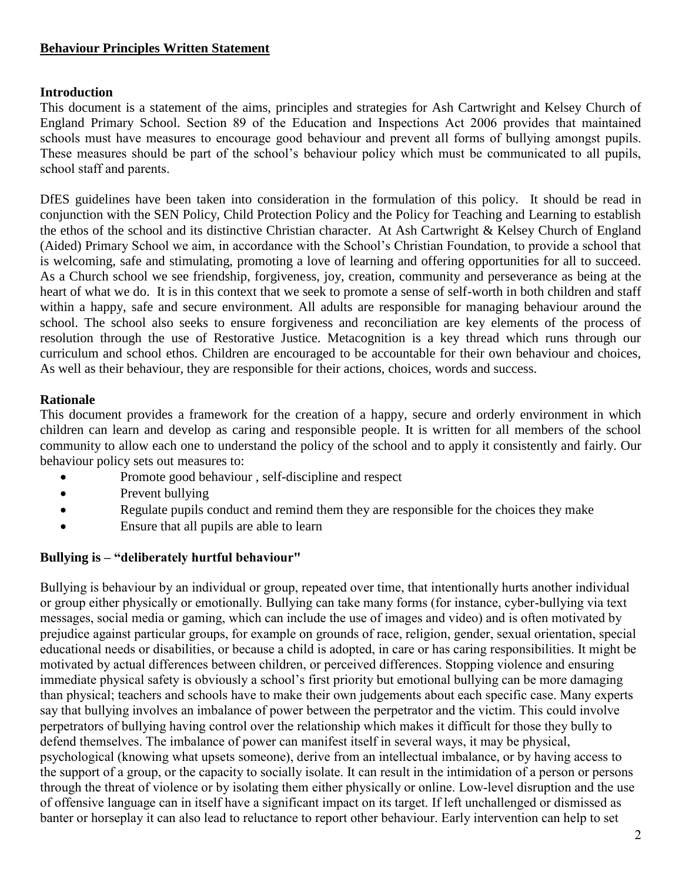**Behaviour Principles Written Statement**

**Introduction**

This document is a statement of the aims, principles and strategies for Ash Cartwright and Kelsey Church of England Primary School. Section 89 of the Education and Inspections Act 2006 provides that maintained schools must have measures to encourage good behaviour and prevent all forms of bullying amongst pupils. These measures should be part of the school's behaviour policy which must be communicated to all pupils, school staff and parents.

DfES guidelines have been taken into consideration in the formulation of this policy. It should be read in conjunction with the SEN Policy, Child Protection Policy and the Policy for Teaching and Learning to establish the ethos of the school and its distinctive Christian character. At Ash Cartwright & Kelsey Church of England (Aided) Primary School we aim, in accordance with the School's Christian Foundation, to provide a school that is welcoming, safe and stimulating, promoting a love of learning and offering opportunities for all to succeed. As a Church school we see friendship, forgiveness, joy, creation, community and perseverance as being at the heart of what we do. It is in this context that we seek to promote a sense of self-worth in both children and staff within a happy, safe and secure environment. All adults are responsible for managing behaviour around the school. The school also seeks to ensure forgiveness and reconciliation are key elements of the process of resolution through the use of Restorative Justice. Metacognition is a key thread which runs through our curriculum and school ethos. Children are encouraged to be accountable for their own behaviour and choices, As well as their behaviour, they are responsible for their actions, choices, words and success.

**Rationale**

This document provides a framework for the creation of a happy, secure and orderly environment in which children can learn and develop as caring and responsible people. It is written for all members of the school community to allow each one to understand the policy of the school and to apply it consistently and fairly. Our behaviour policy sets out measures to:

- Promote good behaviour , self-discipline and respect
- Prevent bullying
- Regulate pupils conduct and remind them they are responsible for the choices they make
- Ensure that all pupils are able to learn

**Bullying is – "deliberately hurtful behaviour"**

Bullying is behaviour by an individual or group, repeated over time, that intentionally hurts another individual or group either physically or emotionally. Bullying can take many forms (for instance, cyber-bullying via text messages, social media or gaming, which can include the use of images and video) and is often motivated by prejudice against particular groups, for example on grounds of race, religion, gender, sexual orientation, special educational needs or disabilities, or because a child is adopted, in care or has caring responsibilities. It might be motivated by actual differences between children, or perceived differences. Stopping violence and ensuring immediate physical safety is obviously a school's first priority but emotional bullying can be more damaging than physical; teachers and schools have to make their own judgements about each specific case. Many experts say that bullying involves an imbalance of power between the perpetrator and the victim. This could involve perpetrators of bullying having control over the relationship which makes it difficult for those they bully to defend themselves. The imbalance of power can manifest itself in several ways, it may be physical, psychological (knowing what upsets someone), derive from an intellectual imbalance, or by having access to the support of a group, or the capacity to socially isolate. It can result in the intimidation of a person or persons through the threat of violence or by isolating them either physically or online. Low-level disruption and the use of offensive language can in itself have a significant impact on its target. If left unchallenged or dismissed as banter or horseplay it can also lead to reluctance to report other behaviour. Early intervention can help to set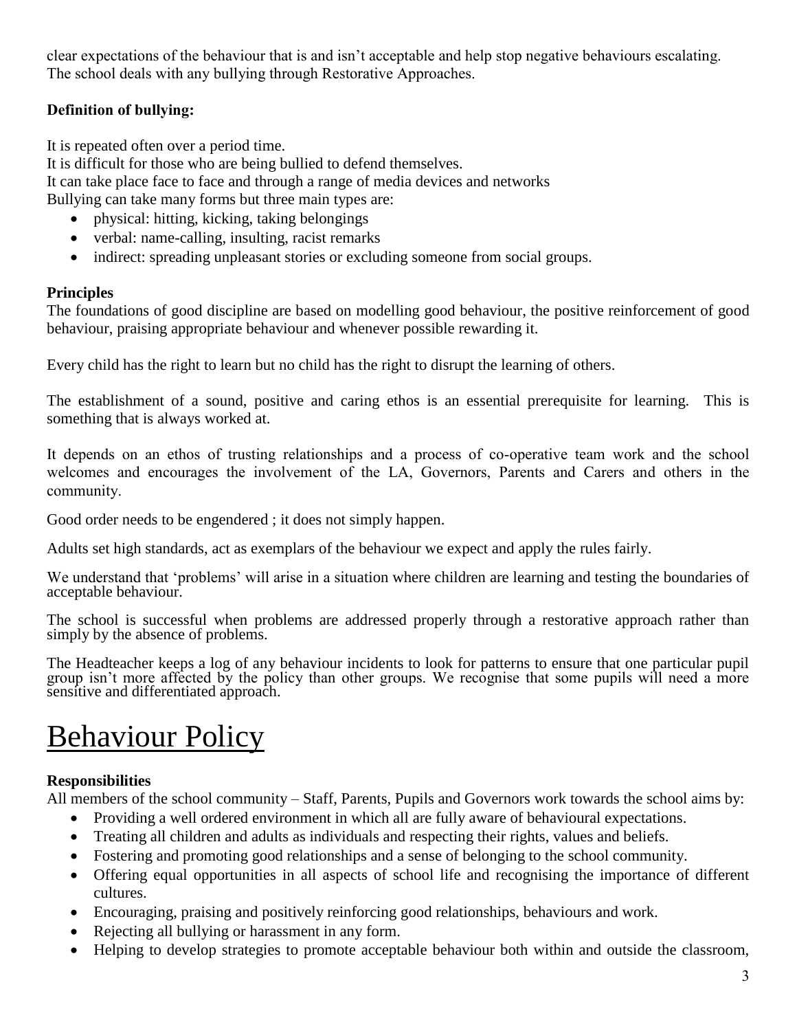clear expectations of the behaviour that is and isn't acceptable and help stop negative behaviours escalating. The school deals with any bullying through Restorative Approaches.

**Definition of bullying:**

It is repeated often over a period time.
It is difficult for those who are being bullied to defend themselves.
It can take place face to face and through a range of media devices and networks
Bullying can take many forms but three main types are:

- physical: hitting, kicking, taking belongings
- verbal: name-calling, insulting, racist remarks
- indirect: spreading unpleasant stories or excluding someone from social groups.

**Principles**
The foundations of good discipline are based on modelling good behaviour, the positive reinforcement of good behaviour, praising appropriate behaviour and whenever possible rewarding it.

Every child has the right to learn but no child has the right to disrupt the learning of others.

The establishment of a sound, positive and caring ethos is an essential prerequisite for learning. This is something that is always worked at.

It depends on an ethos of trusting relationships and a process of co-operative team work and the school welcomes and encourages the involvement of the LA, Governors, Parents and Carers and others in the community.

Good order needs to be engendered ; it does not simply happen.

Adults set high standards, act as exemplars of the behaviour we expect and apply the rules fairly.

We understand that 'problems' will arise in a situation where children are learning and testing the boundaries of acceptable behaviour.

The school is successful when problems are addressed properly through a restorative approach rather than simply by the absence of problems.

The Headteacher keeps a log of any behaviour incidents to look for patterns to ensure that one particular pupil group isn't more affected by the policy than other groups. We recognise that some pupils will need a more sensitive and differentiated approach.

# Behaviour Policy

**Responsibilities**
All members of the school community – Staff, Parents, Pupils and Governors work towards the school aims by:

- Providing a well ordered environment in which all are fully aware of behavioural expectations.
- Treating all children and adults as individuals and respecting their rights, values and beliefs.
- Fostering and promoting good relationships and a sense of belonging to the school community.
- Offering equal opportunities in all aspects of school life and recognising the importance of different cultures.
- Encouraging, praising and positively reinforcing good relationships, behaviours and work.
- Rejecting all bullying or harassment in any form.
- Helping to develop strategies to promote acceptable behaviour both within and outside the classroom,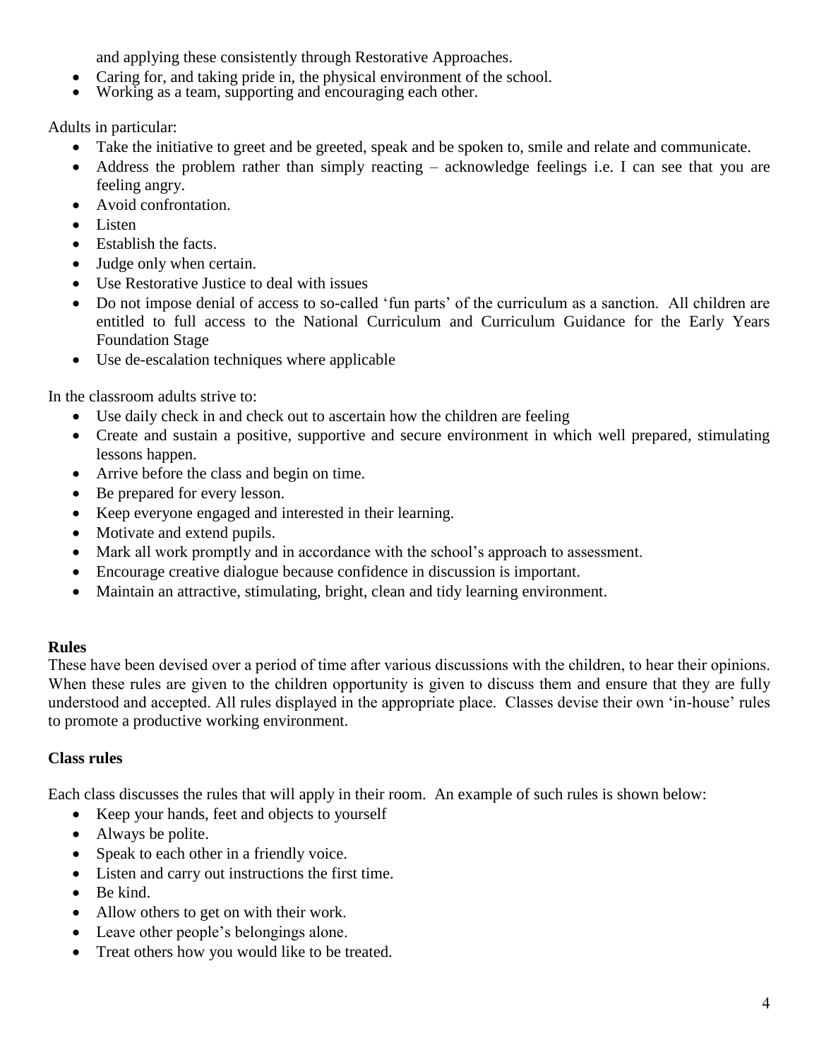and applying these consistently through Restorative Approaches.

- Caring for, and taking pride in, the physical environment of the school.
- Working as a team, supporting and encouraging each other.

Adults in particular:

- Take the initiative to greet and be greeted, speak and be spoken to, smile and relate and communicate.
- Address the problem rather than simply reacting – acknowledge feelings i.e. I can see that you are feeling angry.
- Avoid confrontation.
- Listen
- Establish the facts.
- Judge only when certain.
- Use Restorative Justice to deal with issues
- Do not impose denial of access to so-called 'fun parts' of the curriculum as a sanction. All children are entitled to full access to the National Curriculum and Curriculum Guidance for the Early Years Foundation Stage
- Use de-escalation techniques where applicable

In the classroom adults strive to:

- Use daily check in and check out to ascertain how the children are feeling
- Create and sustain a positive, supportive and secure environment in which well prepared, stimulating lessons happen.
- Arrive before the class and begin on time.
- Be prepared for every lesson.
- Keep everyone engaged and interested in their learning.
- Motivate and extend pupils.
- Mark all work promptly and in accordance with the school's approach to assessment.
- Encourage creative dialogue because confidence in discussion is important.
- Maintain an attractive, stimulating, bright, clean and tidy learning environment.

**Rules**

These have been devised over a period of time after various discussions with the children, to hear their opinions. When these rules are given to the children opportunity is given to discuss them and ensure that they are fully understood and accepted. All rules displayed in the appropriate place. Classes devise their own 'in-house' rules to promote a productive working environment.

**Class rules**

Each class discusses the rules that will apply in their room. An example of such rules is shown below:

- Keep your hands, feet and objects to yourself
- Always be polite.
- Speak to each other in a friendly voice.
- Listen and carry out instructions the first time.
- Be kind.
- Allow others to get on with their work.
- Leave other people's belongings alone.
- Treat others how you would like to be treated.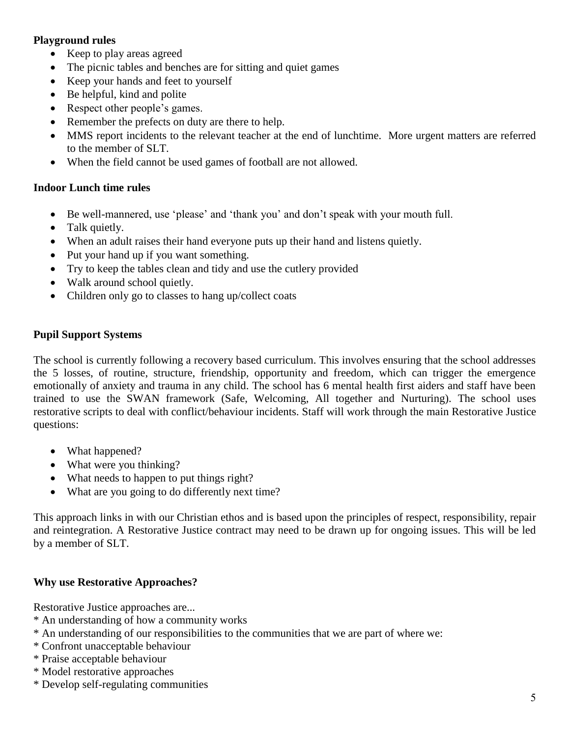**Playground rules**

- Keep to play areas agreed
- The picnic tables and benches are for sitting and quiet games
- Keep your hands and feet to yourself
- Be helpful, kind and polite
- Respect other people's games.
- Remember the prefects on duty are there to help.
- MMS report incidents to the relevant teacher at the end of lunchtime. More urgent matters are referred to the member of SLT.
- When the field cannot be used games of football are not allowed.

**Indoor Lunch time rules**

- Be well-mannered, use 'please' and 'thank you' and don't speak with your mouth full.
- Talk quietly.
- When an adult raises their hand everyone puts up their hand and listens quietly.
- Put your hand up if you want something.
- Try to keep the tables clean and tidy and use the cutlery provided
- Walk around school quietly.
- Children only go to classes to hang up/collect coats

**Pupil Support Systems**

The school is currently following a recovery based curriculum. This involves ensuring that the school addresses the 5 losses, of routine, structure, friendship, opportunity and freedom, which can trigger the emergence emotionally of anxiety and trauma in any child. The school has 6 mental health first aiders and staff have been trained to use the SWAN framework (Safe, Welcoming, All together and Nurturing). The school uses restorative scripts to deal with conflict/behaviour incidents. Staff will work through the main Restorative Justice questions:

- What happened?
- What were you thinking?
- What needs to happen to put things right?
- What are you going to do differently next time?

This approach links in with our Christian ethos and is based upon the principles of respect, responsibility, repair and reintegration. A Restorative Justice contract may need to be drawn up for ongoing issues. This will be led by a member of SLT.

**Why use Restorative Approaches?**

Restorative Justice approaches are...

* An understanding of how a community works
* An understanding of our responsibilities to the communities that we are part of where we:
* Confront unacceptable behaviour
* Praise acceptable behaviour
* Model restorative approaches
* Develop self-regulating communities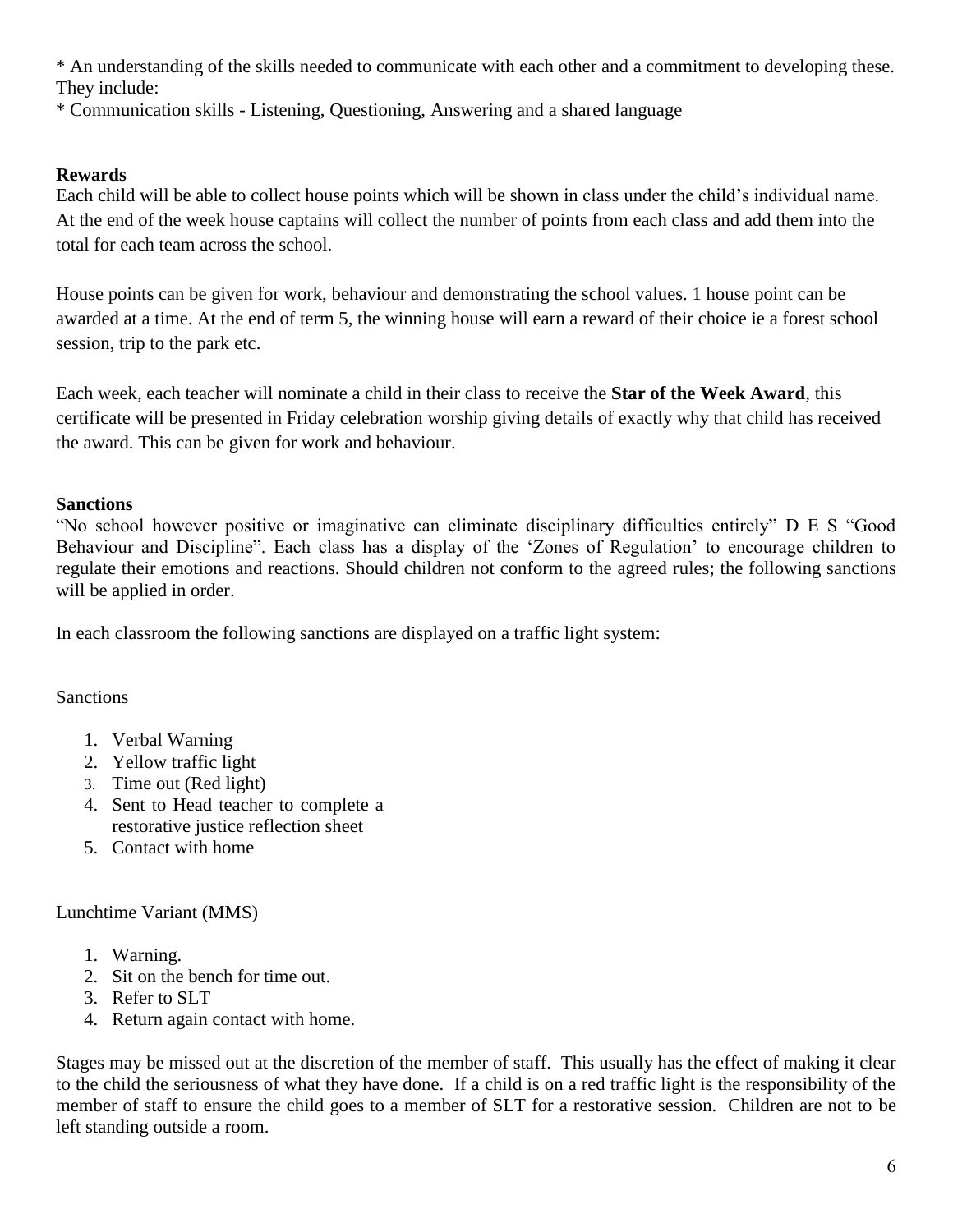* An understanding of the skills needed to communicate with each other and a commitment to developing these. They include:
* Communication skills - Listening, Questioning, Answering and a shared language

**Rewards**
Each child will be able to collect house points which will be shown in class under the child's individual name. At the end of the week house captains will collect the number of points from each class and add them into the total for each team across the school.

House points can be given for work, behaviour and demonstrating the school values. 1 house point can be awarded at a time. At the end of term 5, the winning house will earn a reward of their choice ie a forest school session, trip to the park etc.

Each week, each teacher will nominate a child in their class to receive the **Star of the Week Award**, this certificate will be presented in Friday celebration worship giving details of exactly why that child has received the award. This can be given for work and behaviour.

**Sanctions**
"No school however positive or imaginative can eliminate disciplinary difficulties entirely" D E S "Good Behaviour and Discipline". Each class has a display of the 'Zones of Regulation' to encourage children to regulate their emotions and reactions. Should children not conform to the agreed rules; the following sanctions will be applied in order.

In each classroom the following sanctions are displayed on a traffic light system:

Sanctions

1. Verbal Warning
2. Yellow traffic light
3. Time out (Red light)
4. Sent to Head teacher to complete a restorative justice reflection sheet
5. Contact with home

Lunchtime Variant (MMS)

1. Warning.
2. Sit on the bench for time out.
3. Refer to SLT
4. Return again contact with home.

Stages may be missed out at the discretion of the member of staff. This usually has the effect of making it clear to the child the seriousness of what they have done. If a child is on a red traffic light is the responsibility of the member of staff to ensure the child goes to a member of SLT for a restorative session. Children are not to be left standing outside a room.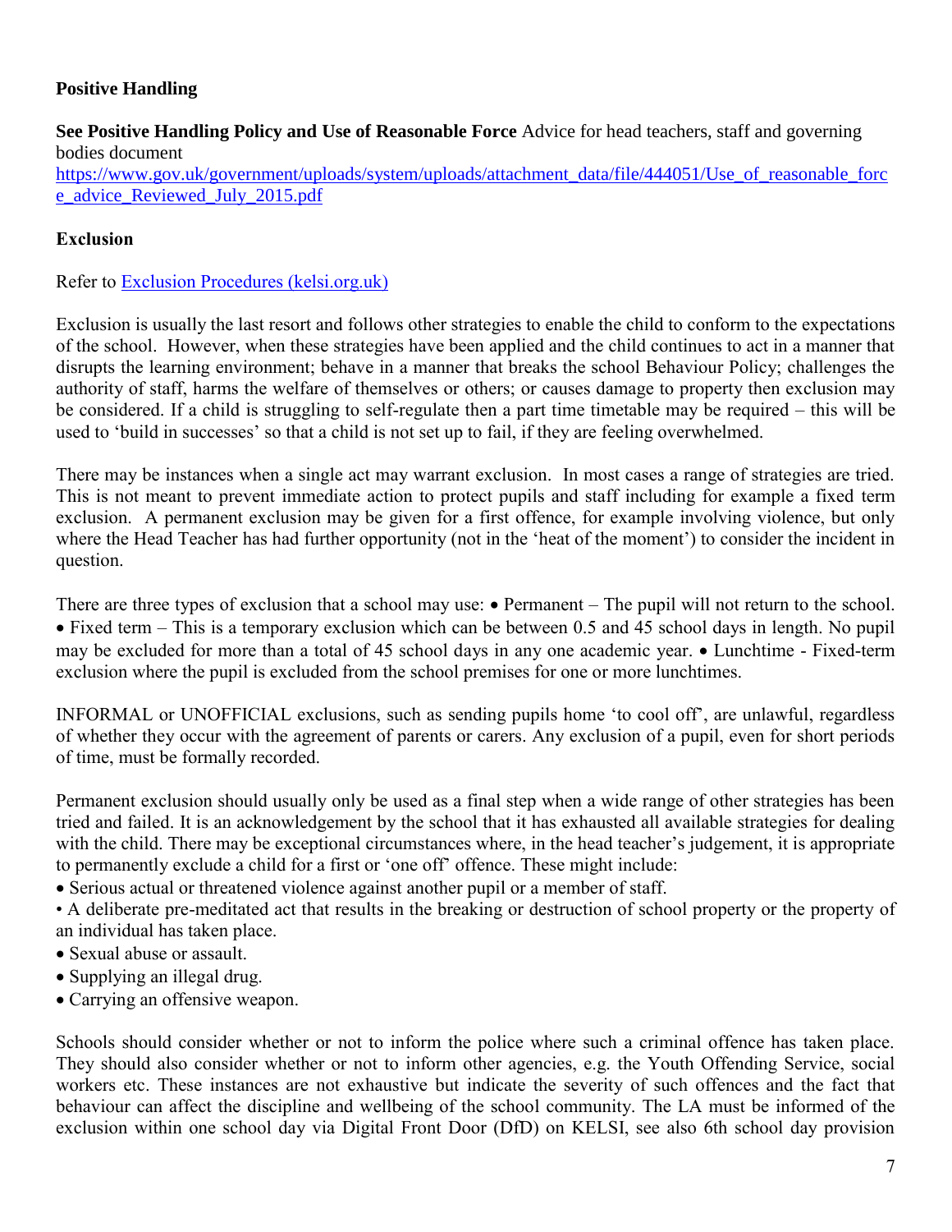**Positive Handling**

**See Positive Handling Policy and Use of Reasonable Force** Advice for head teachers, staff and governing bodies document
[https://www.gov.uk/government/uploads/system/uploads/attachment_data/file/444051/Use_of_reasonable_force_advice_Reviewed_July_2015.pdf](https://www.gov.uk/government/uploads/system/uploads/attachment_data/file/444051/Use_of_reasonable_force_advice_Reviewed_July_2015.pdf)

**Exclusion**

Refer to [Exclusion Procedures (kelsi.org.uk)]()

Exclusion is usually the last resort and follows other strategies to enable the child to conform to the expectations of the school. However, when these strategies have been applied and the child continues to act in a manner that disrupts the learning environment; behave in a manner that breaks the school Behaviour Policy; challenges the authority of staff, harms the welfare of themselves or others; or causes damage to property then exclusion may be considered. If a child is struggling to self-regulate then a part time timetable may be required – this will be used to 'build in successes' so that a child is not set up to fail, if they are feeling overwhelmed.

There may be instances when a single act may warrant exclusion. In most cases a range of strategies are tried. This is not meant to prevent immediate action to protect pupils and staff including for example a fixed term exclusion. A permanent exclusion may be given for a first offence, for example involving violence, but only where the Head Teacher has had further opportunity (not in the 'heat of the moment') to consider the incident in question.

There are three types of exclusion that a school may use: • Permanent – The pupil will not return to the school. • Fixed term – This is a temporary exclusion which can be between 0.5 and 45 school days in length. No pupil may be excluded for more than a total of 45 school days in any one academic year. • Lunchtime - Fixed-term exclusion where the pupil is excluded from the school premises for one or more lunchtimes.

INFORMAL or UNOFFICIAL exclusions, such as sending pupils home 'to cool off', are unlawful, regardless of whether they occur with the agreement of parents or carers. Any exclusion of a pupil, even for short periods of time, must be formally recorded.

Permanent exclusion should usually only be used as a final step when a wide range of other strategies has been tried and failed. It is an acknowledgement by the school that it has exhausted all available strategies for dealing with the child. There may be exceptional circumstances where, in the head teacher's judgement, it is appropriate to permanently exclude a child for a first or 'one off' offence. These might include:

- Serious actual or threatened violence against another pupil or a member of staff.
- A deliberate pre-meditated act that results in the breaking or destruction of school property or the property of an individual has taken place.
- Sexual abuse or assault.
- Supplying an illegal drug.
- Carrying an offensive weapon.

Schools should consider whether or not to inform the police where such a criminal offence has taken place. They should also consider whether or not to inform other agencies, e.g. the Youth Offending Service, social workers etc. These instances are not exhaustive but indicate the severity of such offences and the fact that behaviour can affect the discipline and wellbeing of the school community. The LA must be informed of the exclusion within one school day via Digital Front Door (DfD) on KELSI, see also 6th school day provision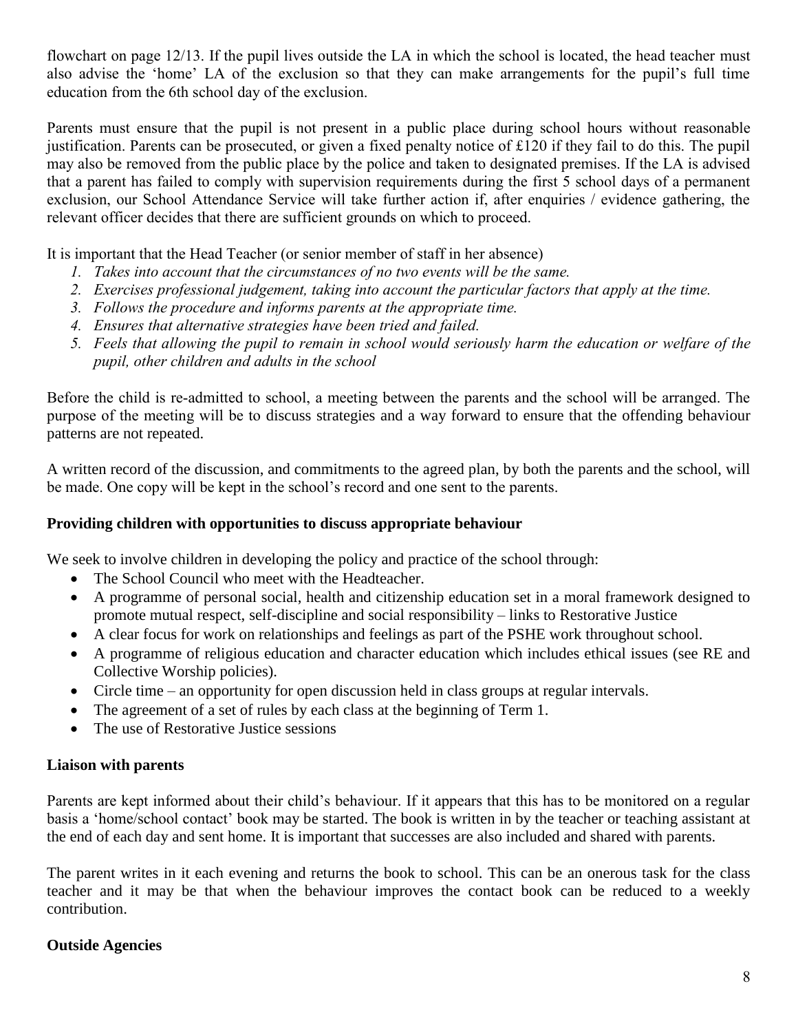flowchart on page 12/13. If the pupil lives outside the LA in which the school is located, the head teacher must also advise the 'home' LA of the exclusion so that they can make arrangements for the pupil's full time education from the 6th school day of the exclusion.

Parents must ensure that the pupil is not present in a public place during school hours without reasonable justification. Parents can be prosecuted, or given a fixed penalty notice of £120 if they fail to do this. The pupil may also be removed from the public place by the police and taken to designated premises. If the LA is advised that a parent has failed to comply with supervision requirements during the first 5 school days of a permanent exclusion, our School Attendance Service will take further action if, after enquiries / evidence gathering, the relevant officer decides that there are sufficient grounds on which to proceed.

It is important that the Head Teacher (or senior member of staff in her absence)

1. *Takes into account that the circumstances of no two events will be the same.*
2. *Exercises professional judgement, taking into account the particular factors that apply at the time.*
3. *Follows the procedure and informs parents at the appropriate time.*
4. *Ensures that alternative strategies have been tried and failed.*
5. *Feels that allowing the pupil to remain in school would seriously harm the education or welfare of the pupil, other children and adults in the school*

Before the child is re-admitted to school, a meeting between the parents and the school will be arranged. The purpose of the meeting will be to discuss strategies and a way forward to ensure that the offending behaviour patterns are not repeated.

A written record of the discussion, and commitments to the agreed plan, by both the parents and the school, will be made. One copy will be kept in the school's record and one sent to the parents.

**Providing children with opportunities to discuss appropriate behaviour**

We seek to involve children in developing the policy and practice of the school through:

- The School Council who meet with the Headteacher.
- A programme of personal social, health and citizenship education set in a moral framework designed to promote mutual respect, self-discipline and social responsibility – links to Restorative Justice
- A clear focus for work on relationships and feelings as part of the PSHE work throughout school.
- A programme of religious education and character education which includes ethical issues (see RE and Collective Worship policies).
- Circle time – an opportunity for open discussion held in class groups at regular intervals.
- The agreement of a set of rules by each class at the beginning of Term 1.
- The use of Restorative Justice sessions

**Liaison with parents**

Parents are kept informed about their child's behaviour. If it appears that this has to be monitored on a regular basis a 'home/school contact' book may be started. The book is written in by the teacher or teaching assistant at the end of each day and sent home. It is important that successes are also included and shared with parents.

The parent writes in it each evening and returns the book to school. This can be an onerous task for the class teacher and it may be that when the behaviour improves the contact book can be reduced to a weekly contribution.

**Outside Agencies**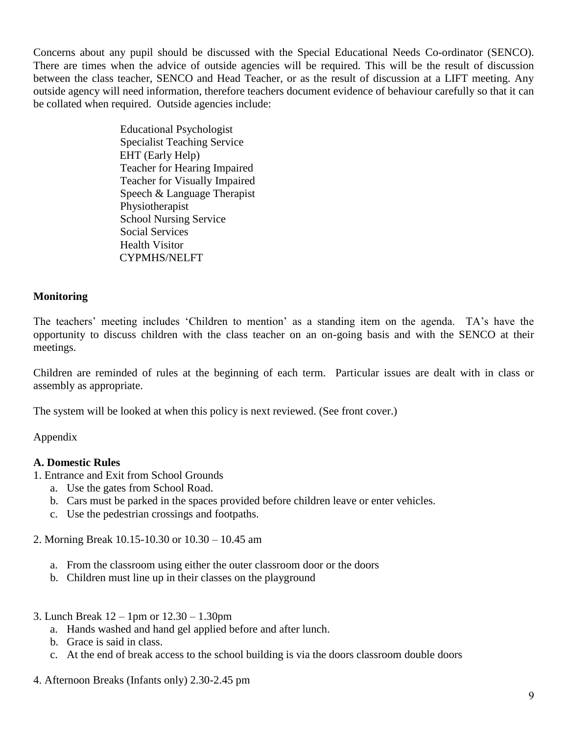Concerns about any pupil should be discussed with the Special Educational Needs Co-ordinator (SENCO). There are times when the advice of outside agencies will be required. This will be the result of discussion between the class teacher, SENCO and Head Teacher, or as the result of discussion at a LIFT meeting. Any outside agency will need information, therefore teachers document evidence of behaviour carefully so that it can be collated when required. Outside agencies include:

Educational Psychologist
Specialist Teaching Service
EHT (Early Help)
Teacher for Hearing Impaired
Teacher for Visually Impaired
Speech & Language Therapist
Physiotherapist
School Nursing Service
Social Services
Health Visitor
CYPMHS/NELFT

**Monitoring**

The teachers' meeting includes 'Children to mention' as a standing item on the agenda. TA's have the opportunity to discuss children with the class teacher on an on-going basis and with the SENCO at their meetings.

Children are reminded of rules at the beginning of each term. Particular issues are dealt with in class or assembly as appropriate.

The system will be looked at when this policy is next reviewed. (See front cover.)

Appendix

**A. Domestic Rules**

1. Entrance and Exit from School Grounds
   a. Use the gates from School Road.
   b. Cars must be parked in the spaces provided before children leave or enter vehicles.
   c. Use the pedestrian crossings and footpaths.

2. Morning Break 10.15-10.30 or 10.30 – 10.45 am
   a. From the classroom using either the outer classroom door or the doors
   b. Children must line up in their classes on the playground

3. Lunch Break 12 – 1pm or 12.30 – 1.30pm
   a. Hands washed and hand gel applied before and after lunch.
   b. Grace is said in class.
   c. At the end of break access to the school building is via the doors classroom double doors

4. Afternoon Breaks (Infants only) 2.30-2.45 pm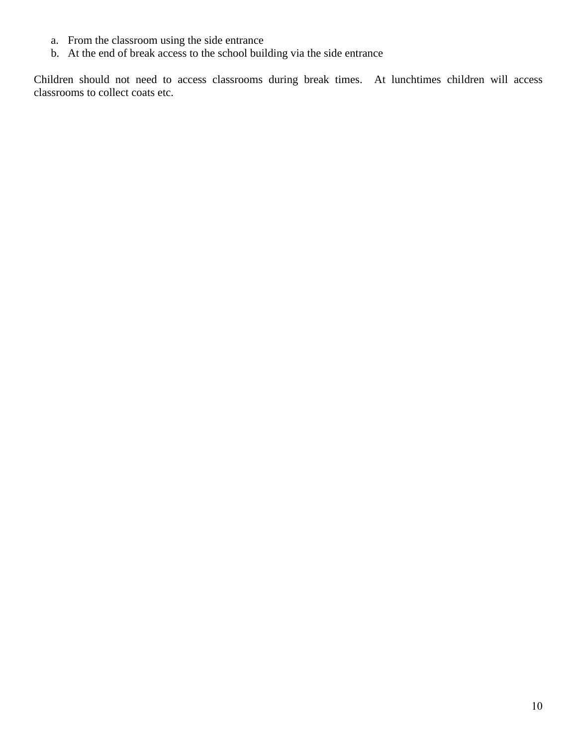a. From the classroom using the side entrance
b. At the end of break access to the school building via the side entrance

Children should not need to access classrooms during break times. At lunchtimes children will access classrooms to collect coats etc.